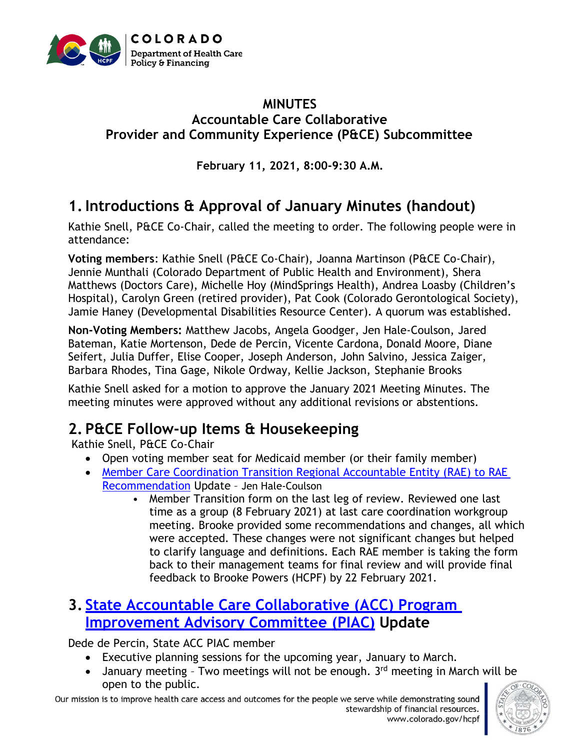# MINUTES
## Accountable Care Collaborative
## Provider and Community Experience (P&CE) Subcommittee

**February 11, 2021, 8:00-9:30 A.M.**

## 1. Introductions & Approval of January Minutes (handout)

Kathie Snell, P&CE Co-Chair, called the meeting to order. The following people were in attendance:

**Voting members**: Kathie Snell (P&CE Co-Chair), Joanna Martinson (P&CE Co-Chair), Jennie Munthali (Colorado Department of Public Health and Environment), Shera Matthews (Doctors Care), Michelle Hoy (MindSprings Health), Andrea Loasby (Children's Hospital), Carolyn Green (retired provider), Pat Cook (Colorado Gerontological Society), Jamie Haney (Developmental Disabilities Resource Center). A quorum was established.

**Non-Voting Members:** Matthew Jacobs, Angela Goodger, Jen Hale-Coulson, Jared Bateman, Katie Mortenson, Dede de Percin, Vicente Cardona, Donald Moore, Diane Seifert, Julia Duffer, Elise Cooper, Joseph Anderson, John Salvino, Jessica Zaiger, Barbara Rhodes, Tina Gage, Nikole Ordway, Kellie Jackson, Stephanie Brooks

Kathie Snell asked for a motion to approve the January 2021 Meeting Minutes. The meeting minutes were approved without any additional revisions or abstentions.

## 2. P&CE Follow-up Items & Housekeeping

Kathie Snell, P&CE Co-Chair

- Open voting member seat for Medicaid member (or their family member)
- Member Care Coordination Transition Regional Accountable Entity (RAE) to RAE Recommendation Update – Jen Hale-Coulson
  - Member Transition form on the last leg of review. Reviewed one last time as a group (8 February 2021) at last care coordination workgroup meeting. Brooke provided some recommendations and changes, all which were accepted. These changes were not significant changes but helped to clarify language and definitions. Each RAE member is taking the form back to their management teams for final review and will provide final feedback to Brooke Powers (HCPF) by 22 February 2021.

## 3. State Accountable Care Collaborative (ACC) Program Improvement Advisory Committee (PIAC) Update

Dede de Percin, State ACC PIAC member

- Executive planning sessions for the upcoming year, January to March.
- January meeting – Two meetings will not be enough. 3rd meeting in March will be open to the public.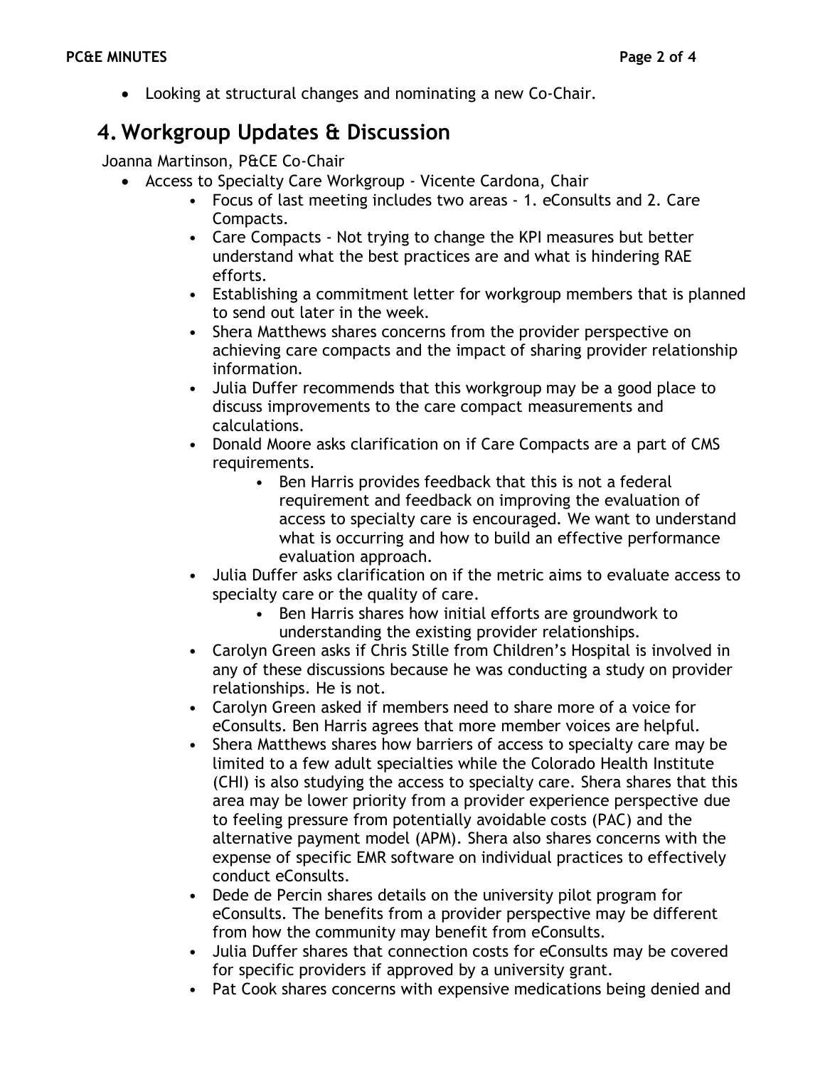- Looking at structural changes and nominating a new Co-Chair.

# 4. Workgroup Updates & Discussion

Joanna Martinson, P&CE Co-Chair

- Access to Specialty Care Workgroup - Vicente Cardona, Chair
    - Focus of last meeting includes two areas - 1. eConsults and 2. Care Compacts.
    - Care Compacts - Not trying to change the KPI measures but better understand what the best practices are and what is hindering RAE efforts.
    - Establishing a commitment letter for workgroup members that is planned to send out later in the week.
    - Shera Matthews shares concerns from the provider perspective on achieving care compacts and the impact of sharing provider relationship information.
    - Julia Duffer recommends that this workgroup may be a good place to discuss improvements to the care compact measurements and calculations.
    - Donald Moore asks clarification on if Care Compacts are a part of CMS requirements.
        - Ben Harris provides feedback that this is not a federal requirement and feedback on improving the evaluation of access to specialty care is encouraged. We want to understand what is occurring and how to build an effective performance evaluation approach.
    - Julia Duffer asks clarification on if the metric aims to evaluate access to specialty care or the quality of care.
        - Ben Harris shares how initial efforts are groundwork to understanding the existing provider relationships.
    - Carolyn Green asks if Chris Stille from Children's Hospital is involved in any of these discussions because he was conducting a study on provider relationships. He is not.
    - Carolyn Green asked if members need to share more of a voice for eConsults. Ben Harris agrees that more member voices are helpful.
    - Shera Matthews shares how barriers of access to specialty care may be limited to a few adult specialties while the Colorado Health Institute (CHI) is also studying the access to specialty care. Shera shares that this area may be lower priority from a provider experience perspective due to feeling pressure from potentially avoidable costs (PAC) and the alternative payment model (APM). Shera also shares concerns with the expense of specific EMR software on individual practices to effectively conduct eConsults.
    - Dede de Percin shares details on the university pilot program for eConsults. The benefits from a provider perspective may be different from how the community may benefit from eConsults.
    - Julia Duffer shares that connection costs for eConsults may be covered for specific providers if approved by a university grant.
    - Pat Cook shares concerns with expensive medications being denied and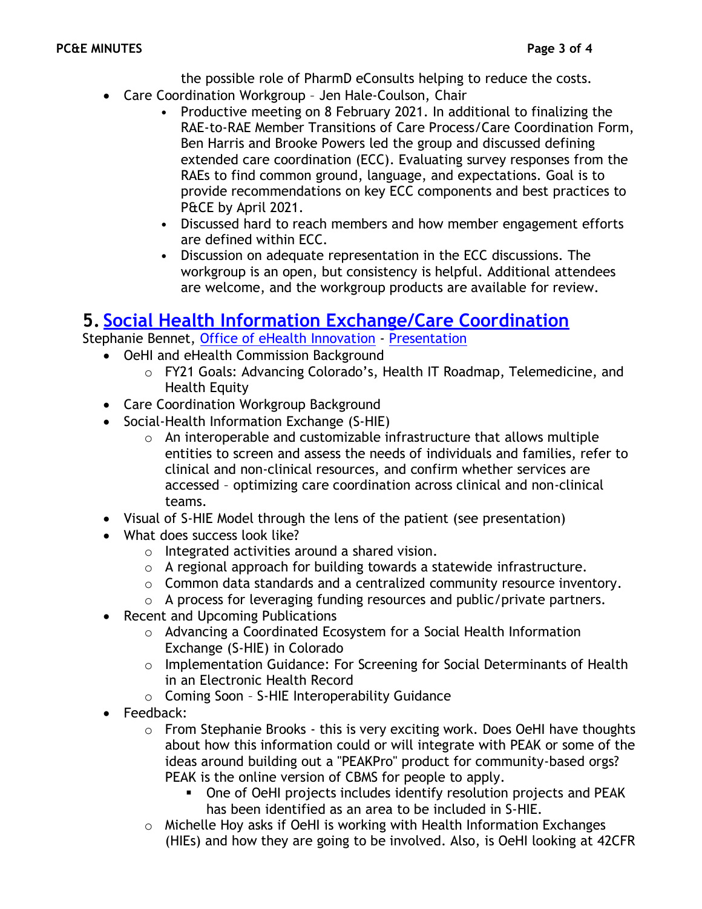the possible role of PharmD eConsults helping to reduce the costs.

- Care Coordination Workgroup – Jen Hale-Coulson, Chair
  - Productive meeting on 8 February 2021. In additional to finalizing the RAE-to-RAE Member Transitions of Care Process/Care Coordination Form, Ben Harris and Brooke Powers led the group and discussed defining extended care coordination (ECC). Evaluating survey responses from the RAEs to find common ground, language, and expectations. Goal is to provide recommendations on key ECC components and best practices to P&CE by April 2021.
  - Discussed hard to reach members and how member engagement efforts are defined within ECC.
  - Discussion on adequate representation in the ECC discussions. The workgroup is an open, but consistency is helpful. Additional attendees are welcome, and the workgroup products are available for review.

# 5. Social Health Information Exchange/Care Coordination

Stephanie Bennet, Office of eHealth Innovation - Presentation

- OeHI and eHealth Commission Background
  - FY21 Goals: Advancing Colorado's, Health IT Roadmap, Telemedicine, and Health Equity
- Care Coordination Workgroup Background
- Social-Health Information Exchange (S-HIE)
  - An interoperable and customizable infrastructure that allows multiple entities to screen and assess the needs of individuals and families, refer to clinical and non-clinical resources, and confirm whether services are accessed – optimizing care coordination across clinical and non-clinical teams.
- Visual of S-HIE Model through the lens of the patient (see presentation)
- What does success look like?
  - Integrated activities around a shared vision.
  - A regional approach for building towards a statewide infrastructure.
  - Common data standards and a centralized community resource inventory.
  - A process for leveraging funding resources and public/private partners.
- Recent and Upcoming Publications
  - Advancing a Coordinated Ecosystem for a Social Health Information Exchange (S-HIE) in Colorado
  - Implementation Guidance: For Screening for Social Determinants of Health in an Electronic Health Record
  - Coming Soon – S-HIE Interoperability Guidance
- Feedback:
  - From Stephanie Brooks - this is very exciting work. Does OeHI have thoughts about how this information could or will integrate with PEAK or some of the ideas around building out a "PEAKPro" product for community-based orgs? PEAK is the online version of CBMS for people to apply.
    - One of OeHI projects includes identify resolution projects and PEAK has been identified as an area to be included in S-HIE.
  - Michelle Hoy asks if OeHI is working with Health Information Exchanges (HIEs) and how they are going to be involved. Also, is OeHI looking at 42CFR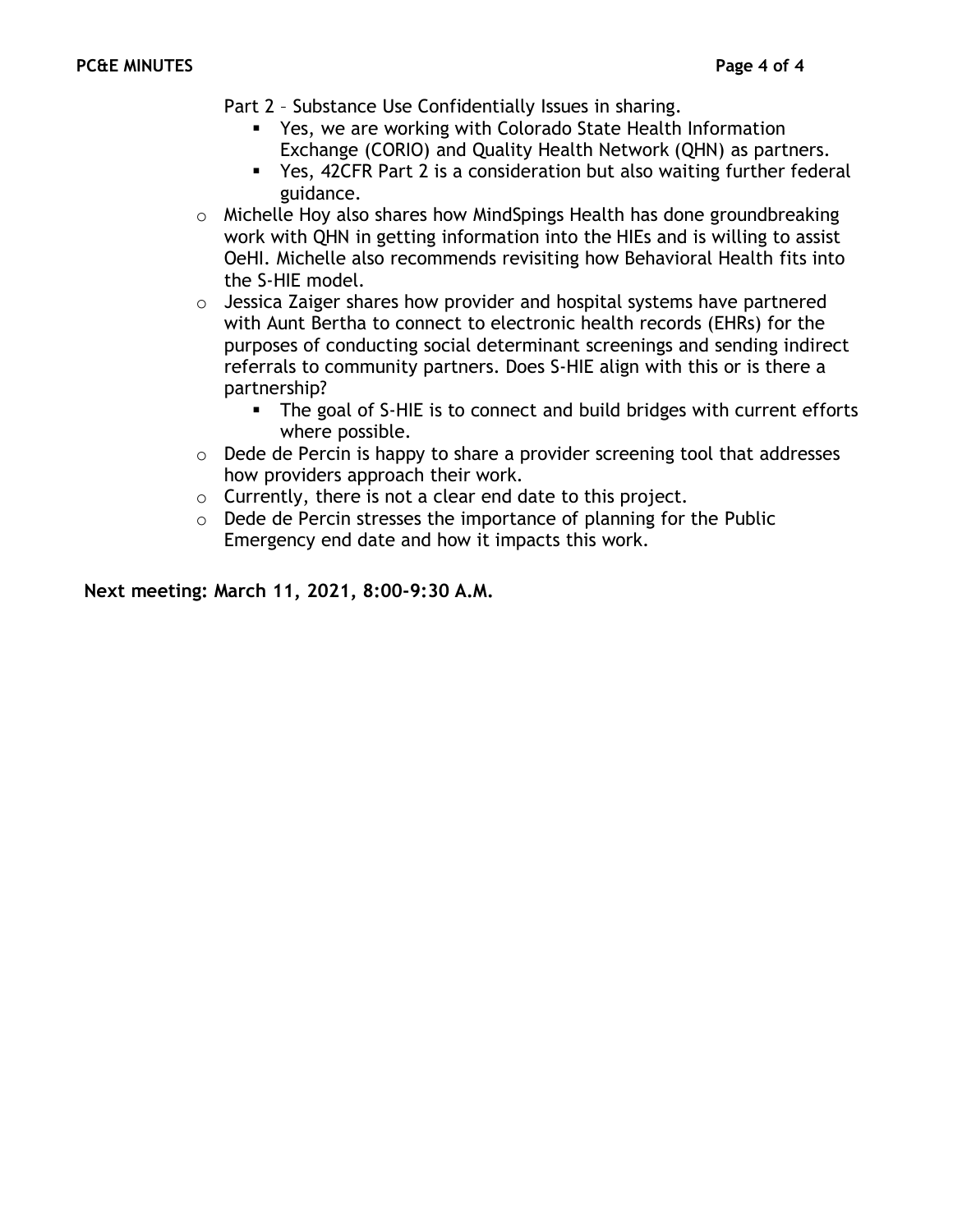Part 2 – Substance Use Confidentially Issues in sharing.

- Yes, we are working with Colorado State Health Information Exchange (CORIO) and Quality Health Network (QHN) as partners.
- Yes, 42CFR Part 2 is a consideration but also waiting further federal guidance.

- Michelle Hoy also shares how MindSpings Health has done groundbreaking work with QHN in getting information into the HIEs and is willing to assist OeHI. Michelle also recommends revisiting how Behavioral Health fits into the S-HIE model.
- Jessica Zaiger shares how provider and hospital systems have partnered with Aunt Bertha to connect to electronic health records (EHRs) for the purposes of conducting social determinant screenings and sending indirect referrals to community partners. Does S-HIE align with this or is there a partnership?
  - The goal of S-HIE is to connect and build bridges with current efforts where possible.
- Dede de Percin is happy to share a provider screening tool that addresses how providers approach their work.
- Currently, there is not a clear end date to this project.
- Dede de Percin stresses the importance of planning for the Public Emergency end date and how it impacts this work.

**Next meeting: March 11, 2021, 8:00-9:30 A.M.**